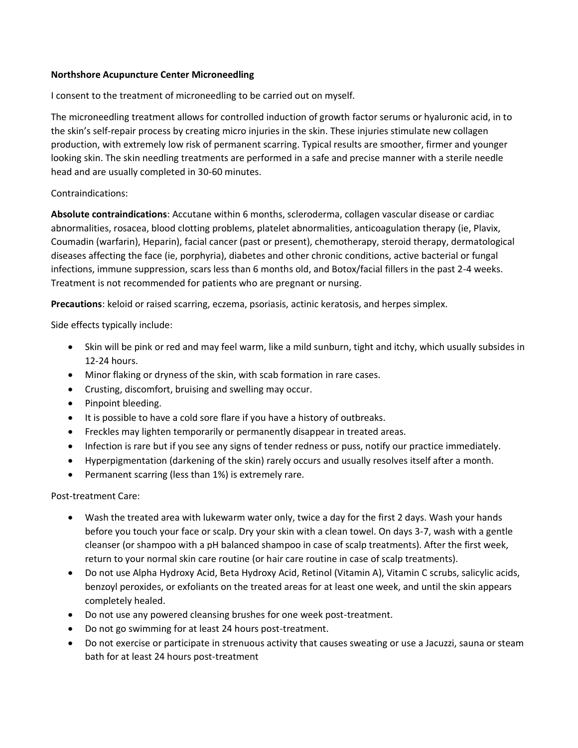**Northshore Acupuncture Center Microneedling**

I consent to the treatment of microneedling to be carried out on myself.

The microneedling treatment allows for controlled induction of growth factor serums or hyaluronic acid, in to the skin's self-repair process by creating micro injuries in the skin. These injuries stimulate new collagen production, with extremely low risk of permanent scarring. Typical results are smoother, firmer and younger looking skin. The skin needling treatments are performed in a safe and precise manner with a sterile needle head and are usually completed in 30-60 minutes.

Contraindications:

**Absolute contraindications**: Accutane within 6 months, scleroderma, collagen vascular disease or cardiac abnormalities, rosacea, blood clotting problems, platelet abnormalities, anticoagulation therapy (ie, Plavix, Coumadin (warfarin), Heparin), facial cancer (past or present), chemotherapy, steroid therapy, dermatological diseases affecting the face (ie, porphyria), diabetes and other chronic conditions, active bacterial or fungal infections, immune suppression, scars less than 6 months old, and Botox/facial fillers in the past 2-4 weeks. Treatment is not recommended for patients who are pregnant or nursing.

**Precautions**: keloid or raised scarring, eczema, psoriasis, actinic keratosis, and herpes simplex.

Side effects typically include:

- Skin will be pink or red and may feel warm, like a mild sunburn, tight and itchy, which usually subsides in 12-24 hours.
- Minor flaking or dryness of the skin, with scab formation in rare cases.
- Crusting, discomfort, bruising and swelling may occur.
- Pinpoint bleeding.
- It is possible to have a cold sore flare if you have a history of outbreaks.
- Freckles may lighten temporarily or permanently disappear in treated areas.
- Infection is rare but if you see any signs of tender redness or puss, notify our practice immediately.
- Hyperpigmentation (darkening of the skin) rarely occurs and usually resolves itself after a month.
- Permanent scarring (less than 1%) is extremely rare.

Post-treatment Care:

- Wash the treated area with lukewarm water only, twice a day for the first 2 days. Wash your hands before you touch your face or scalp. Dry your skin with a clean towel. On days 3-7, wash with a gentle cleanser (or shampoo with a pH balanced shampoo in case of scalp treatments). After the first week, return to your normal skin care routine (or hair care routine in case of scalp treatments).
- Do not use Alpha Hydroxy Acid, Beta Hydroxy Acid, Retinol (Vitamin A), Vitamin C scrubs, salicylic acids, benzoyl peroxides, or exfoliants on the treated areas for at least one week, and until the skin appears completely healed.
- Do not use any powered cleansing brushes for one week post-treatment.
- Do not go swimming for at least 24 hours post-treatment.
- Do not exercise or participate in strenuous activity that causes sweating or use a Jacuzzi, sauna or steam bath for at least 24 hours post-treatment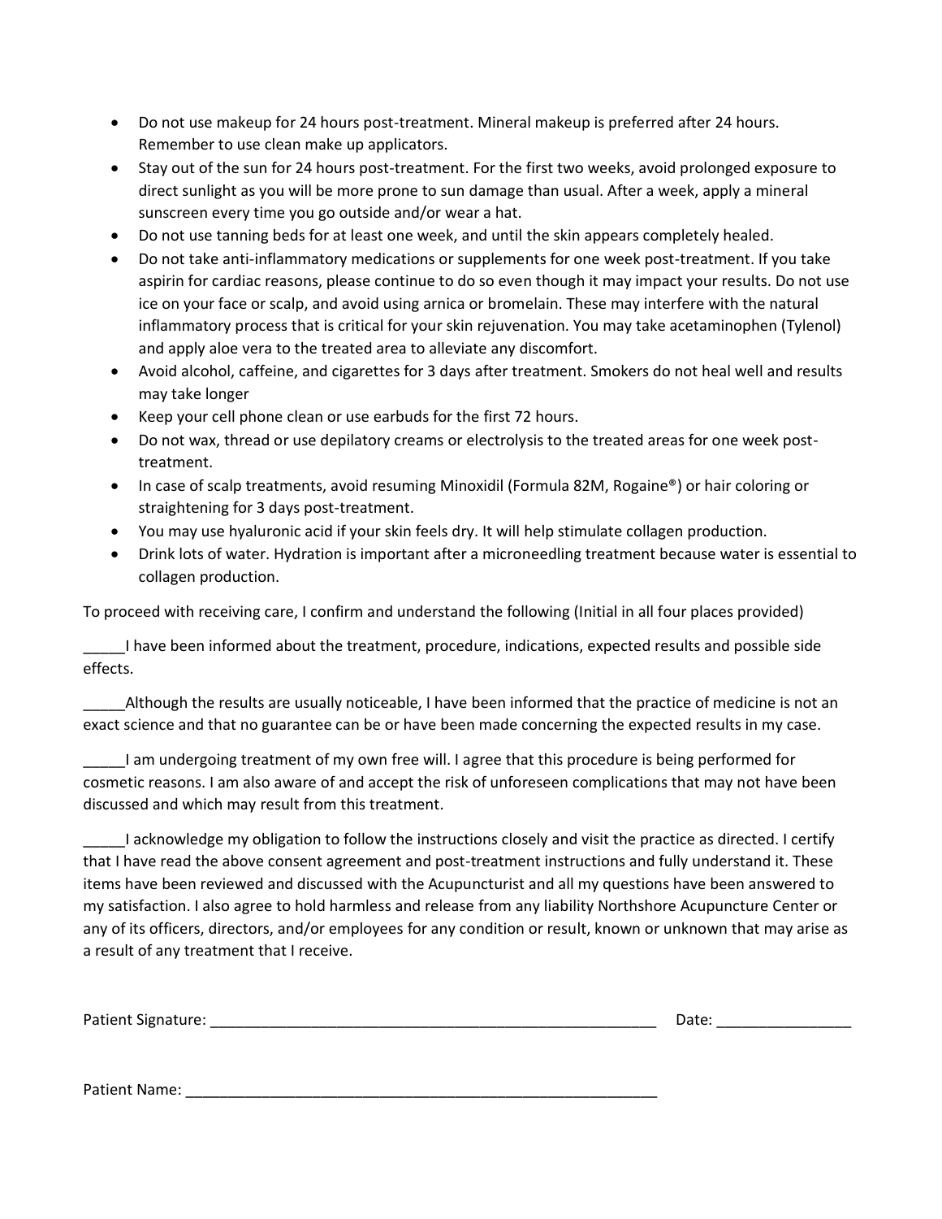- Do not use makeup for 24 hours post-treatment. Mineral makeup is preferred after 24 hours. Remember to use clean make up applicators.
- Stay out of the sun for 24 hours post-treatment. For the first two weeks, avoid prolonged exposure to direct sunlight as you will be more prone to sun damage than usual. After a week, apply a mineral sunscreen every time you go outside and/or wear a hat.
- Do not use tanning beds for at least one week, and until the skin appears completely healed.
- Do not take anti-inflammatory medications or supplements for one week post-treatment. If you take aspirin for cardiac reasons, please continue to do so even though it may impact your results. Do not use ice on your face or scalp, and avoid using arnica or bromelain. These may interfere with the natural inflammatory process that is critical for your skin rejuvenation. You may take acetaminophen (Tylenol) and apply aloe vera to the treated area to alleviate any discomfort.
- Avoid alcohol, caffeine, and cigarettes for 3 days after treatment. Smokers do not heal well and results may take longer
- Keep your cell phone clean or use earbuds for the first 72 hours.
- Do not wax, thread or use depilatory creams or electrolysis to the treated areas for one week post-treatment.
- In case of scalp treatments, avoid resuming Minoxidil (Formula 82M, Rogaine®) or hair coloring or straightening for 3 days post-treatment.
- You may use hyaluronic acid if your skin feels dry. It will help stimulate collagen production.
- Drink lots of water. Hydration is important after a microneedling treatment because water is essential to collagen production.

To proceed with receiving care, I confirm and understand the following (Initial in all four places provided)

_____I have been informed about the treatment, procedure, indications, expected results and possible side effects.

_____Although the results are usually noticeable, I have been informed that the practice of medicine is not an exact science and that no guarantee can be or have been made concerning the expected results in my case.

_____I am undergoing treatment of my own free will. I agree that this procedure is being performed for cosmetic reasons. I am also aware of and accept the risk of unforeseen complications that may not have been discussed and which may result from this treatment.

_____I acknowledge my obligation to follow the instructions closely and visit the practice as directed. I certify that I have read the above consent agreement and post-treatment instructions and fully understand it. These items have been reviewed and discussed with the Acupuncturist and all my questions have been answered to my satisfaction. I also agree to hold harmless and release from any liability Northshore Acupuncture Center or any of its officers, directors, and/or employees for any condition or result, known or unknown that may arise as a result of any treatment that I receive.

Patient Signature: ________________________________________________________ Date: ________________

Patient Name: ___________________________________________________________